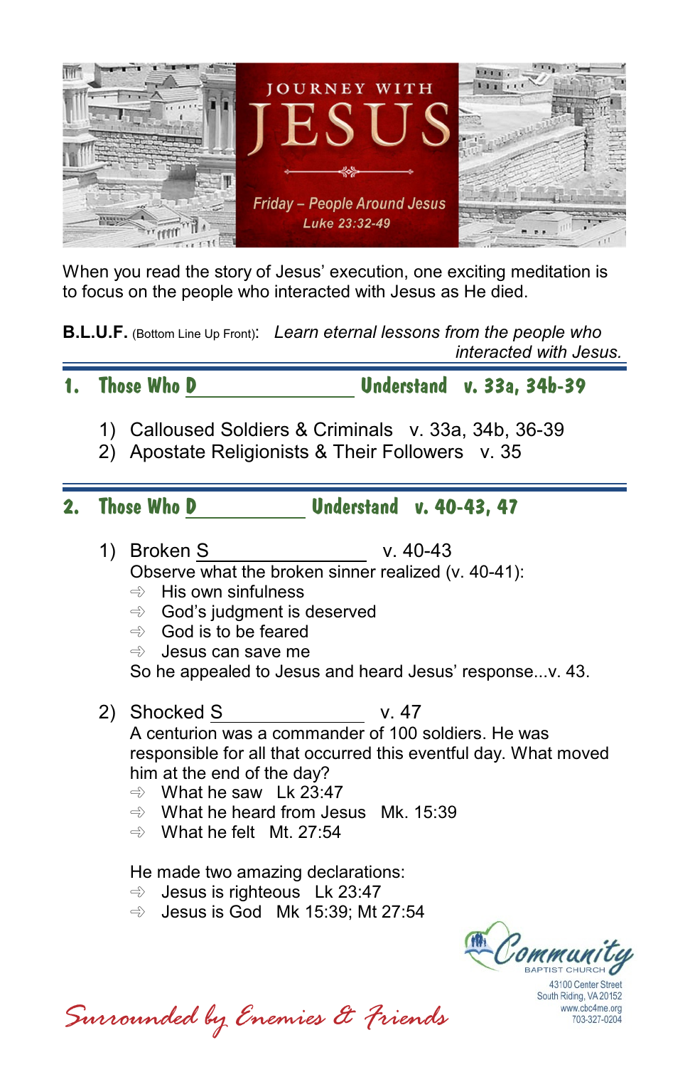# JOURNEY WITH JESUS

**Friday – People Around Jesus**
**Luke 23:32-49**

When you read the story of Jesus' execution, one exciting meditation is to focus on the people who interacted with Jesus as He died.

**B.L.U.F.** (Bottom Line Up Front): *Learn eternal lessons from the people who interacted with Jesus.*

## 1. Those Who D\_\_\_\_\_\_\_\_\_\_\_\_\_\_ Understand v. 33a, 34b-39

1) Calloused Soldiers & Criminals v. 33a, 34b, 36-39
2) Apostate Religionists & Their Followers v. 35

## 2. Those Who D\_\_\_\_\_\_\_\_\_\_ Understand v. 40-43, 47

1) Broken S\_\_\_\_\_\_\_\_\_\_\_\_\_\_ v. 40-43

   Observe what the broken sinner realized (v. 40-41):
   - His own sinfulness
   - God's judgment is deserved
   - God is to be feared
   - Jesus can save me

   So he appealed to Jesus and heard Jesus' response...v. 43.

2) Shocked S\_\_\_\_\_\_\_\_\_\_\_\_\_\_ v. 47

   A centurion was a commander of 100 soldiers. He was responsible for all that occurred this eventful day. What moved him at the end of the day?
   - What he saw Lk 23:47
   - What he heard from Jesus Mk. 15:39
   - What he felt Mt. 27:54

   He made two amazing declarations:
   - Jesus is righteous Lk 23:47
   - Jesus is God Mk 15:39; Mt 27:54

*Surrounded by Enemies & Friends*

Community Baptist Church
43100 Center Street
South Riding, VA 20152
www.cbc4me.org
703-327-0204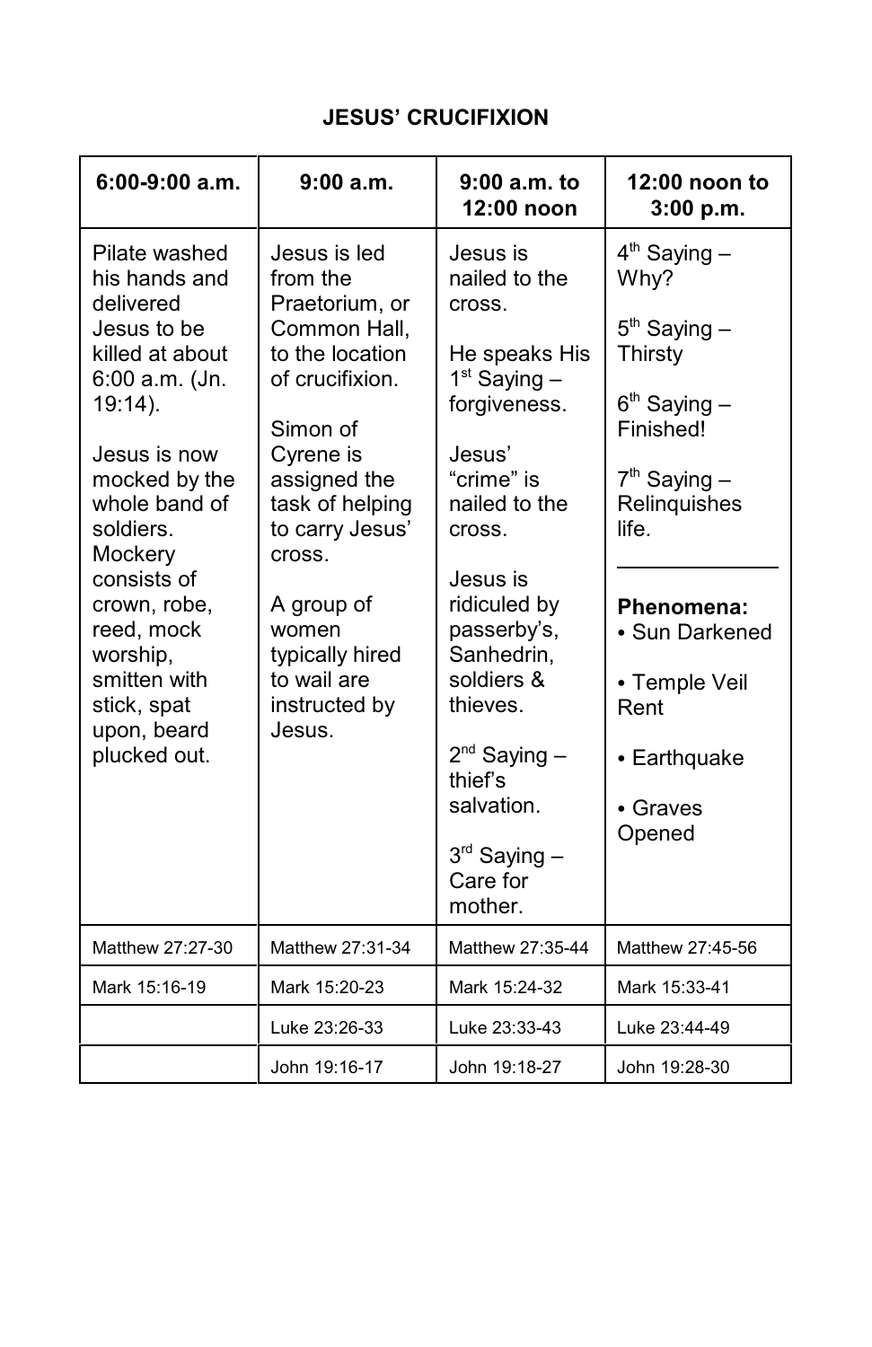**JESUS' CRUCIFIXION**

| 6:00-9:00 a.m. | 9:00 a.m. | 9:00 a.m. to 12:00 noon | 12:00 noon to 3:00 p.m. |
|---|---|---|---|
| Pilate washed his hands and delivered Jesus to be killed at about 6:00 a.m. (Jn. 19:14).<br><br>Jesus is now mocked by the whole band of soldiers. Mockery consists of crown, robe, reed, mock worship, smitten with stick, spat upon, beard plucked out. | Jesus is led from the Praetorium, or Common Hall, to the location of crucifixion.<br><br>Simon of Cyrene is assigned the task of helping to carry Jesus' cross.<br><br>A group of women typically hired to wail are instructed by Jesus. | Jesus is nailed to the cross.<br><br>He speaks His 1st Saying – forgiveness.<br><br>Jesus' "crime" is nailed to the cross.<br><br>Jesus is ridiculed by passerby's, Sanhedrin, soldiers & thieves.<br><br>2nd Saying – thief's salvation.<br><br>3rd Saying – Care for mother. | 4th Saying – Why?<br><br>5th Saying – Thirsty<br><br>6th Saying – Finished!<br><br>7th Saying – Relinquishes life.<br><br>**Phenomena:**<br>• Sun Darkened<br><br>• Temple Veil Rent<br><br>• Earthquake<br><br>• Graves Opened |
| Matthew 27:27-30 | Matthew 27:31-34 | Matthew 27:35-44 | Matthew 27:45-56 |
| Mark 15:16-19 | Mark 15:20-23 | Mark 15:24-32 | Mark 15:33-41 |
| | Luke 23:26-33 | Luke 23:33-43 | Luke 23:44-49 |
| | John 19:16-17 | John 19:18-27 | John 19:28-30 |